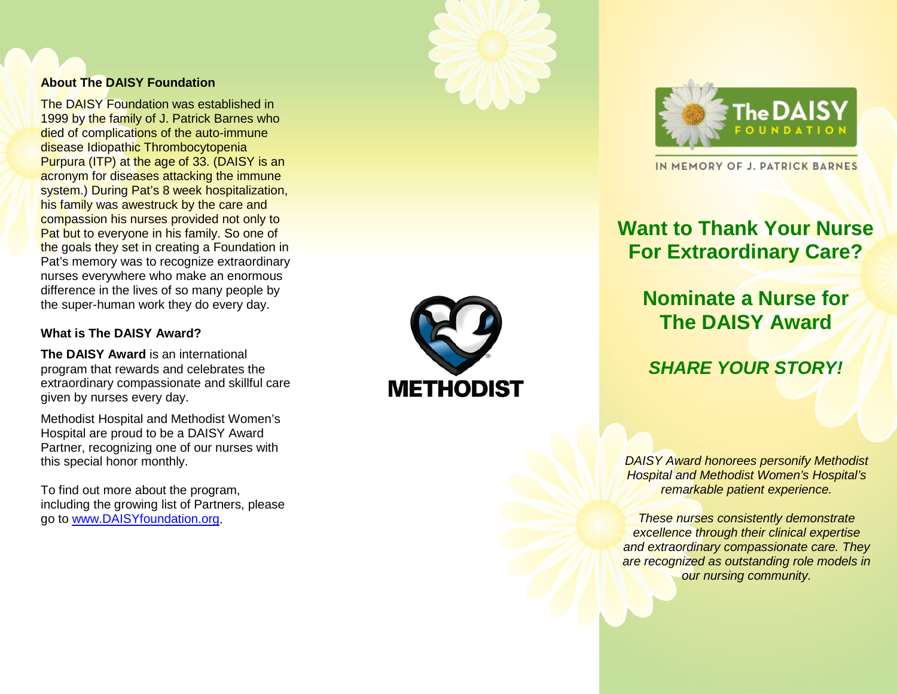## About The DAISY Foundation

The DAISY Foundation was established in 1999 by the family of J. Patrick Barnes who died of complications of the auto-immune disease Idiopathic Thrombocytopenia Purpura (ITP) at the age of 33. (DAISY is an acronym for diseases attacking the immune system.) During Pat's 8 week hospitalization, his family was awestruck by the care and compassion his nurses provided not only to Pat but to everyone in his family. So one of the goals they set in creating a Foundation in Pat's memory was to recognize extraordinary nurses everywhere who make an enormous difference in the lives of so many people by the super-human work they do every day.

## What is The DAISY Award?

**The DAISY Award** is an international program that rewards and celebrates the extraordinary compassionate and skillful care given by nurses every day.

Methodist Hospital and Methodist Women's Hospital are proud to be a DAISY Award Partner, recognizing one of our nurses with this special honor monthly.

To find out more about the program, including the growing list of Partners, please go to [www.DAISYfoundation.org](http://www.DAISYfoundation.org).

METHODIST

The DAISY Foundation

IN MEMORY OF J. PATRICK BARNES

# Want to Thank Your Nurse For Extraordinary Care?

# Nominate a Nurse for The DAISY Award

## *SHARE YOUR STORY!*

*DAISY Award honorees personify Methodist Hospital and Methodist Women's Hospital's remarkable patient experience.*

*These nurses consistently demonstrate excellence through their clinical expertise and extraordinary compassionate care. They are recognized as outstanding role models in our nursing community.*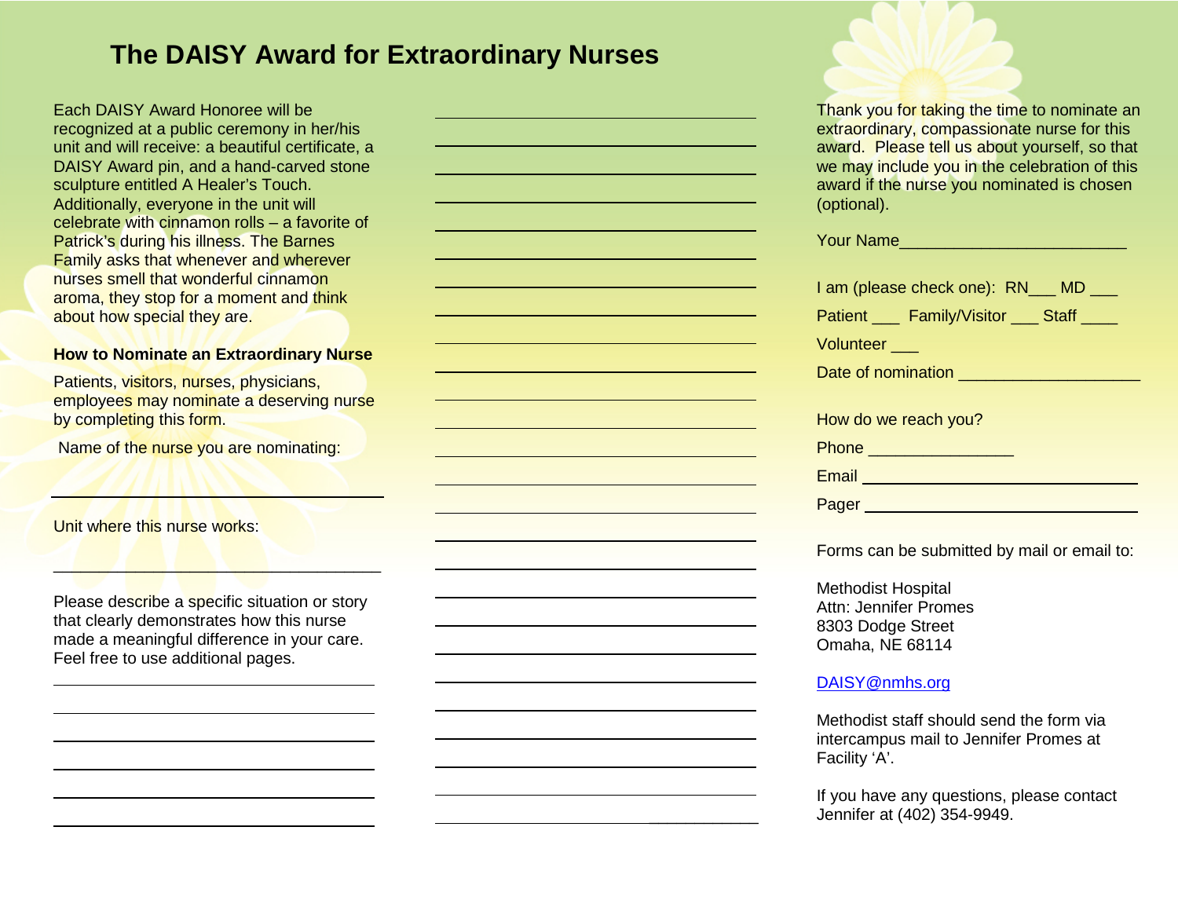# The DAISY Award for Extraordinary Nurses

Each DAISY Award Honoree will be recognized at a public ceremony in her/his unit and will receive: a beautiful certificate, a DAISY Award pin, and a hand-carved stone sculpture entitled A Healer's Touch. Additionally, everyone in the unit will celebrate with cinnamon rolls – a favorite of Patrick's during his illness. The Barnes Family asks that whenever and wherever nurses smell that wonderful cinnamon aroma, they stop for a moment and think about how special they are.

**How to Nominate an Extraordinary Nurse**

Patients, visitors, nurses, physicians, employees may nominate a deserving nurse by completing this form.

Name of the nurse you are nominating:

______________________________________

Unit where this nurse works:

______________________________________

Please describe a specific situation or story that clearly demonstrates how this nurse made a meaningful difference in your care. Feel free to use additional pages.

______________________________________

______________________________________

______________________________________

______________________________________

______________________________________

______________________________________

Thank you for taking the time to nominate an extraordinary, compassionate nurse for this award. Please tell us about yourself, so that we may include you in the celebration of this award if the nurse you nominated is chosen (optional).

Your Name_________________________

I am (please check one): RN___ MD ___

Patient ___ Family/Visitor ___ Staff ____

Volunteer ___

Date of nomination ____________________

How do we reach you?

Phone ________________

Email ______________________________

Pager ______________________________

Forms can be submitted by mail or email to:

Methodist Hospital
Attn: Jennifer Promes
8303 Dodge Street
Omaha, NE 68114

DAISY@nmhs.org

Methodist staff should send the form via intercampus mail to Jennifer Promes at Facility 'A'.

If you have any questions, please contact Jennifer at (402) 354-9949.